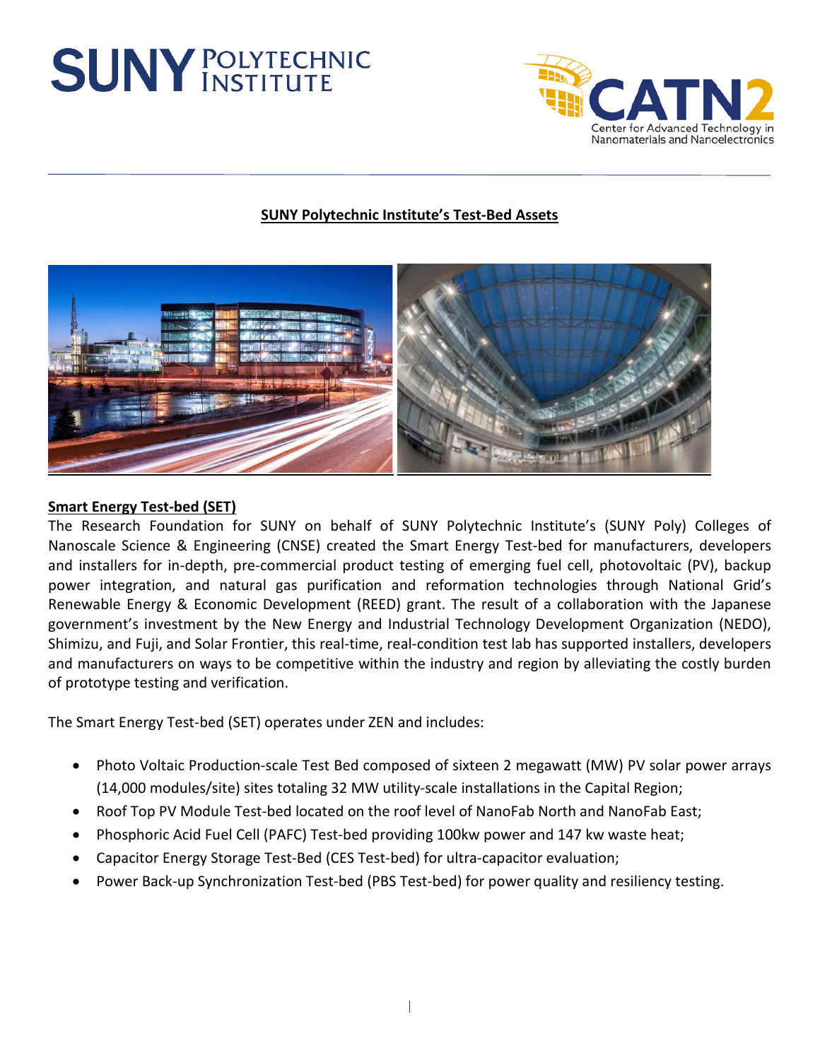# SUNY Polytechnic Institute's Test-Bed Assets

## Smart Energy Test-bed (SET)

The Research Foundation for SUNY on behalf of SUNY Polytechnic Institute's (SUNY Poly) Colleges of Nanoscale Science & Engineering (CNSE) created the Smart Energy Test-bed for manufacturers, developers and installers for in-depth, pre-commercial product testing of emerging fuel cell, photovoltaic (PV), backup power integration, and natural gas purification and reformation technologies through National Grid's Renewable Energy & Economic Development (REED) grant. The result of a collaboration with the Japanese government's investment by the New Energy and Industrial Technology Development Organization (NEDO), Shimizu, and Fuji, and Solar Frontier, this real-time, real-condition test lab has supported installers, developers and manufacturers on ways to be competitive within the industry and region by alleviating the costly burden of prototype testing and verification.

The Smart Energy Test-bed (SET) operates under ZEN and includes:

- Photo Voltaic Production-scale Test Bed composed of sixteen 2 megawatt (MW) PV solar power arrays (14,000 modules/site) sites totaling 32 MW utility-scale installations in the Capital Region;
- Roof Top PV Module Test-bed located on the roof level of NanoFab North and NanoFab East;
- Phosphoric Acid Fuel Cell (PAFC) Test-bed providing 100kw power and 147 kw waste heat;
- Capacitor Energy Storage Test-Bed (CES Test-bed) for ultra-capacitor evaluation;
- Power Back-up Synchronization Test-bed (PBS Test-bed) for power quality and resiliency testing.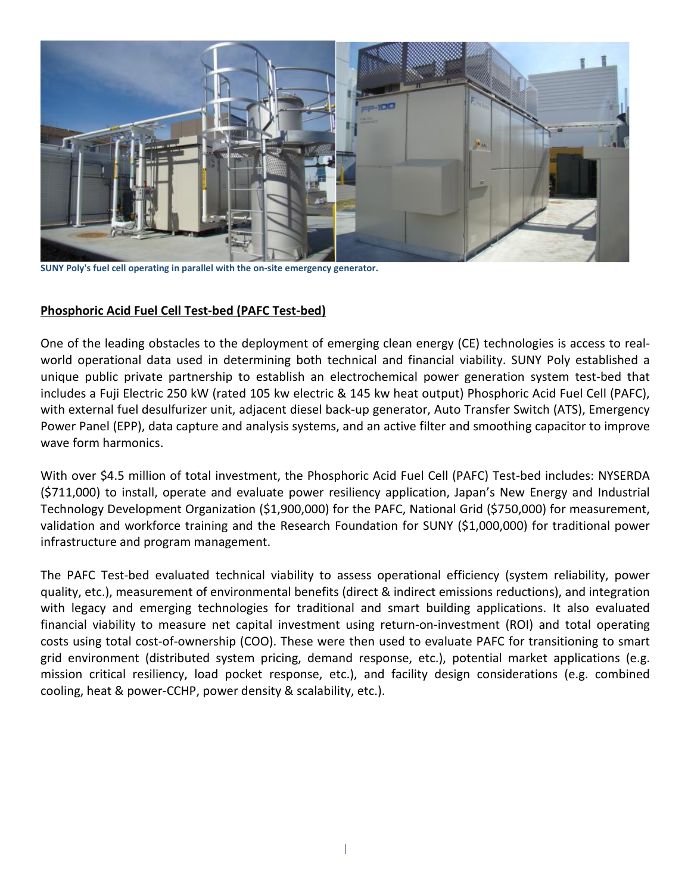SUNY Poly's fuel cell operating in parallel with the on-site emergency generator.

## Phosphoric Acid Fuel Cell Test-bed (PAFC Test-bed)

One of the leading obstacles to the deployment of emerging clean energy (CE) technologies is access to real-world operational data used in determining both technical and financial viability. SUNY Poly established a unique public private partnership to establish an electrochemical power generation system test-bed that includes a Fuji Electric 250 kW (rated 105 kw electric & 145 kw heat output) Phosphoric Acid Fuel Cell (PAFC), with external fuel desulfurizer unit, adjacent diesel back-up generator, Auto Transfer Switch (ATS), Emergency Power Panel (EPP), data capture and analysis systems, and an active filter and smoothing capacitor to improve wave form harmonics.

With over $4.5 million of total investment, the Phosphoric Acid Fuel Cell (PAFC) Test-bed includes: NYSERDA ($711,000) to install, operate and evaluate power resiliency application, Japan's New Energy and Industrial Technology Development Organization ($1,900,000) for the PAFC, National Grid ($750,000) for measurement, validation and workforce training and the Research Foundation for SUNY ($1,000,000) for traditional power infrastructure and program management.

The PAFC Test-bed evaluated technical viability to assess operational efficiency (system reliability, power quality, etc.), measurement of environmental benefits (direct & indirect emissions reductions), and integration with legacy and emerging technologies for traditional and smart building applications. It also evaluated financial viability to measure net capital investment using return-on-investment (ROI) and total operating costs using total cost-of-ownership (COO). These were then used to evaluate PAFC for transitioning to smart grid environment (distributed system pricing, demand response, etc.), potential market applications (e.g. mission critical resiliency, load pocket response, etc.), and facility design considerations (e.g. combined cooling, heat & power-CCHP, power density & scalability, etc.).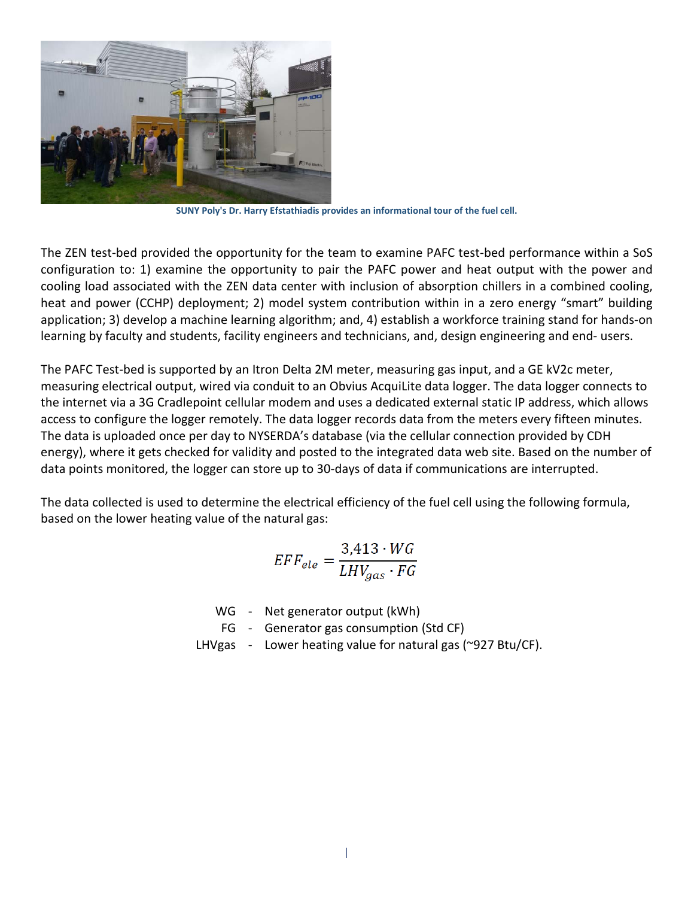SUNY Poly's Dr. Harry Efstathiadis provides an informational tour of the fuel cell.

The ZEN test-bed provided the opportunity for the team to examine PAFC test-bed performance within a SoS configuration to: 1) examine the opportunity to pair the PAFC power and heat output with the power and cooling load associated with the ZEN data center with inclusion of absorption chillers in a combined cooling, heat and power (CCHP) deployment; 2) model system contribution within in a zero energy "smart" building application; 3) develop a machine learning algorithm; and, 4) establish a workforce training stand for hands-on learning by faculty and students, facility engineers and technicians, and, design engineering and end- users.

The PAFC Test-bed is supported by an Itron Delta 2M meter, measuring gas input, and a GE kV2c meter, measuring electrical output, wired via conduit to an Obvius AcquiLite data logger. The data logger connects to the internet via a 3G Cradlepoint cellular modem and uses a dedicated external static IP address, which allows access to configure the logger remotely. The data logger records data from the meters every fifteen minutes. The data is uploaded once per day to NYSERDA's database (via the cellular connection provided by CDH energy), where it gets checked for validity and posted to the integrated data web site. Based on the number of data points monitored, the logger can store up to 30-days of data if communications are interrupted.

The data collected is used to determine the electrical efficiency of the fuel cell using the following formula, based on the lower heating value of the natural gas:

$$EFF_{ele} = \frac{3{,}413 \cdot WG}{LHV_{gas} \cdot FG}$$

WG - Net generator output (kWh)
FG - Generator gas consumption (Std CF)
LHVgas - Lower heating value for natural gas (~927 Btu/CF).